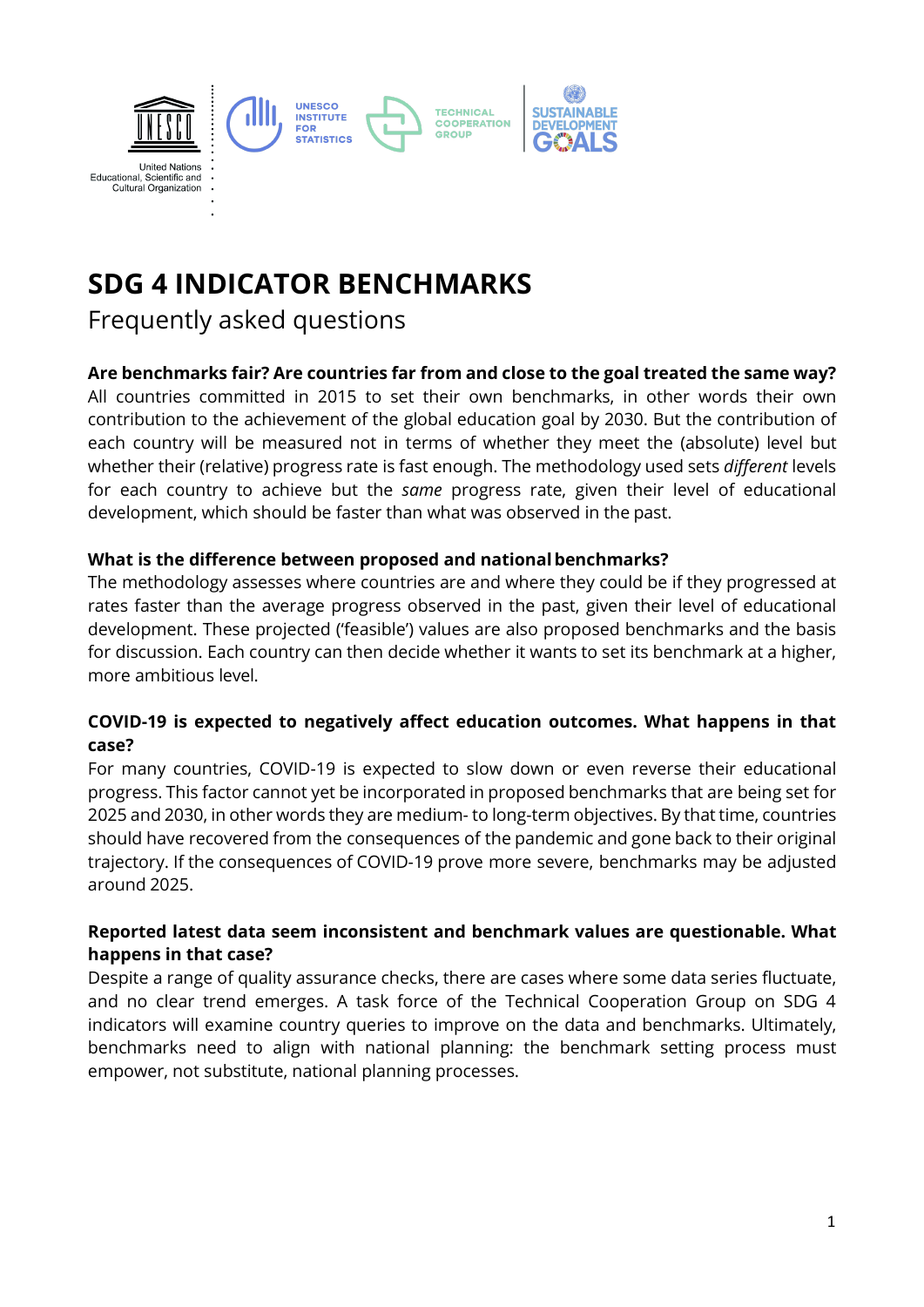# SDG 4 INDICATOR BENCHMARKS

Frequently asked questions

**Are benchmarks fair? Are countries far from and close to the goal treated the same way?**

All countries committed in 2015 to set their own benchmarks, in other words their own contribution to the achievement of the global education goal by 2030. But the contribution of each country will be measured not in terms of whether they meet the (absolute) level but whether their (relative) progress rate is fast enough. The methodology used sets *different* levels for each country to achieve but the *same* progress rate, given their level of educational development, which should be faster than what was observed in the past.

**What is the difference between proposed and national benchmarks?**

The methodology assesses where countries are and where they could be if they progressed at rates faster than the average progress observed in the past, given their level of educational development. These projected ('feasible') values are also proposed benchmarks and the basis for discussion. Each country can then decide whether it wants to set its benchmark at a higher, more ambitious level.

**COVID-19 is expected to negatively affect education outcomes. What happens in that case?**

For many countries, COVID-19 is expected to slow down or even reverse their educational progress. This factor cannot yet be incorporated in proposed benchmarks that are being set for 2025 and 2030, in other words they are medium- to long-term objectives. By that time, countries should have recovered from the consequences of the pandemic and gone back to their original trajectory. If the consequences of COVID-19 prove more severe, benchmarks may be adjusted around 2025.

**Reported latest data seem inconsistent and benchmark values are questionable. What happens in that case?**

Despite a range of quality assurance checks, there are cases where some data series fluctuate, and no clear trend emerges. A task force of the Technical Cooperation Group on SDG 4 indicators will examine country queries to improve on the data and benchmarks. Ultimately, benchmarks need to align with national planning: the benchmark setting process must empower, not substitute, national planning processes.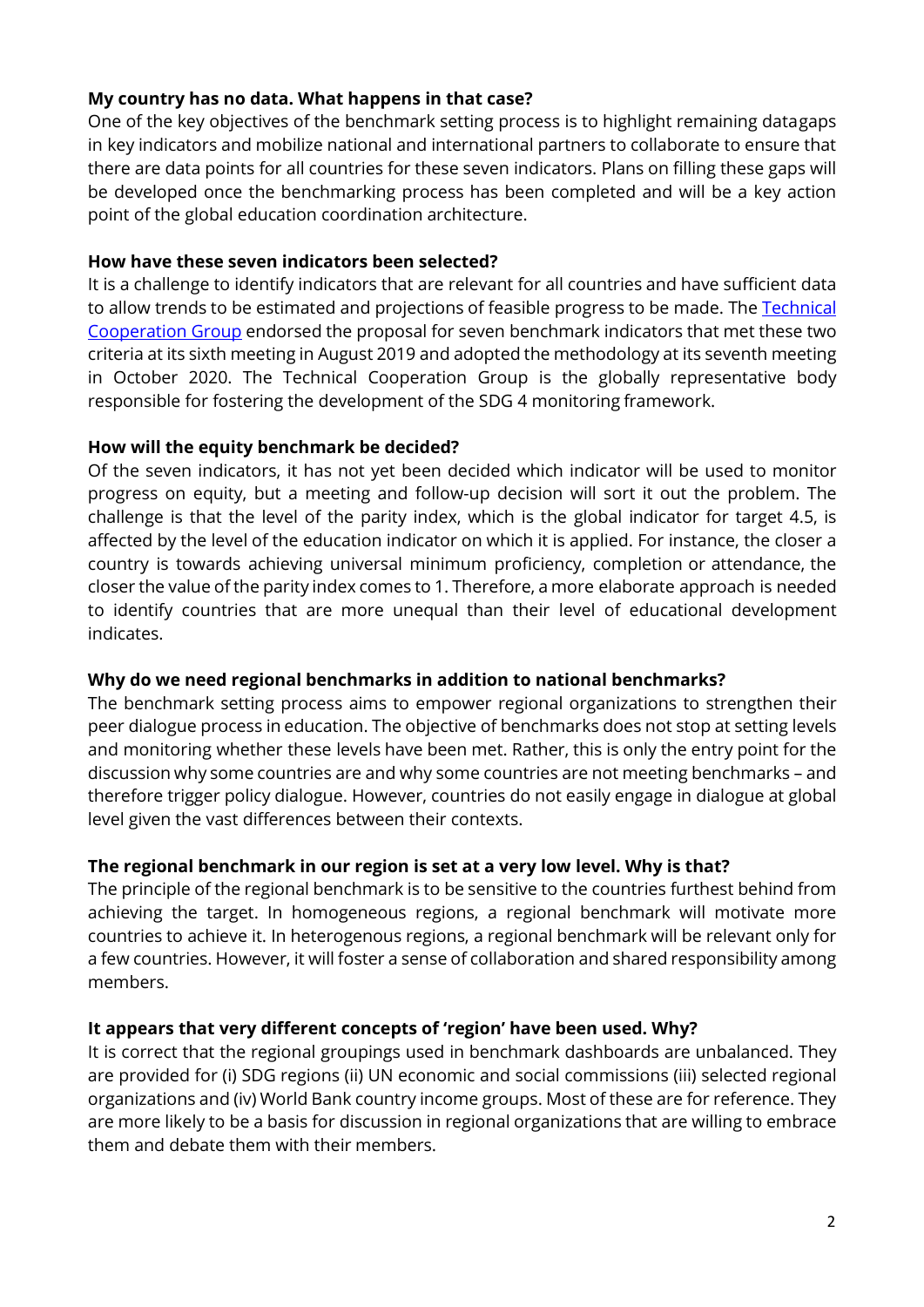**My country has no data. What happens in that case?**

One of the key objectives of the benchmark setting process is to highlight remaining datagaps in key indicators and mobilize national and international partners to collaborate to ensure that there are data points for all countries for these seven indicators. Plans on filling these gaps will be developed once the benchmarking process has been completed and will be a key action point of the global education coordination architecture.

**How have these seven indicators been selected?**

It is a challenge to identify indicators that are relevant for all countries and have sufficient data to allow trends to be estimated and projections of feasible progress to be made. The Technical Cooperation Group endorsed the proposal for seven benchmark indicators that met these two criteria at its sixth meeting in August 2019 and adopted the methodology at its seventh meeting in October 2020. The Technical Cooperation Group is the globally representative body responsible for fostering the development of the SDG 4 monitoring framework.

**How will the equity benchmark be decided?**

Of the seven indicators, it has not yet been decided which indicator will be used to monitor progress on equity, but a meeting and follow-up decision will sort it out the problem. The challenge is that the level of the parity index, which is the global indicator for target 4.5, is affected by the level of the education indicator on which it is applied. For instance, the closer a country is towards achieving universal minimum proficiency, completion or attendance, the closer the value of the parity index comes to 1. Therefore, a more elaborate approach is needed to identify countries that are more unequal than their level of educational development indicates.

**Why do we need regional benchmarks in addition to national benchmarks?**

The benchmark setting process aims to empower regional organizations to strengthen their peer dialogue process in education. The objective of benchmarks does not stop at setting levels and monitoring whether these levels have been met. Rather, this is only the entry point for the discussion why some countries are and why some countries are not meeting benchmarks – and therefore trigger policy dialogue. However, countries do not easily engage in dialogue at global level given the vast differences between their contexts.

**The regional benchmark in our region is set at a very low level. Why is that?**

The principle of the regional benchmark is to be sensitive to the countries furthest behind from achieving the target. In homogeneous regions, a regional benchmark will motivate more countries to achieve it. In heterogenous regions, a regional benchmark will be relevant only for a few countries. However, it will foster a sense of collaboration and shared responsibility among members.

**It appears that very different concepts of 'region' have been used. Why?**

It is correct that the regional groupings used in benchmark dashboards are unbalanced. They are provided for (i) SDG regions (ii) UN economic and social commissions (iii) selected regional organizations and (iv) World Bank country income groups. Most of these are for reference. They are more likely to be a basis for discussion in regional organizations that are willing to embrace them and debate them with their members.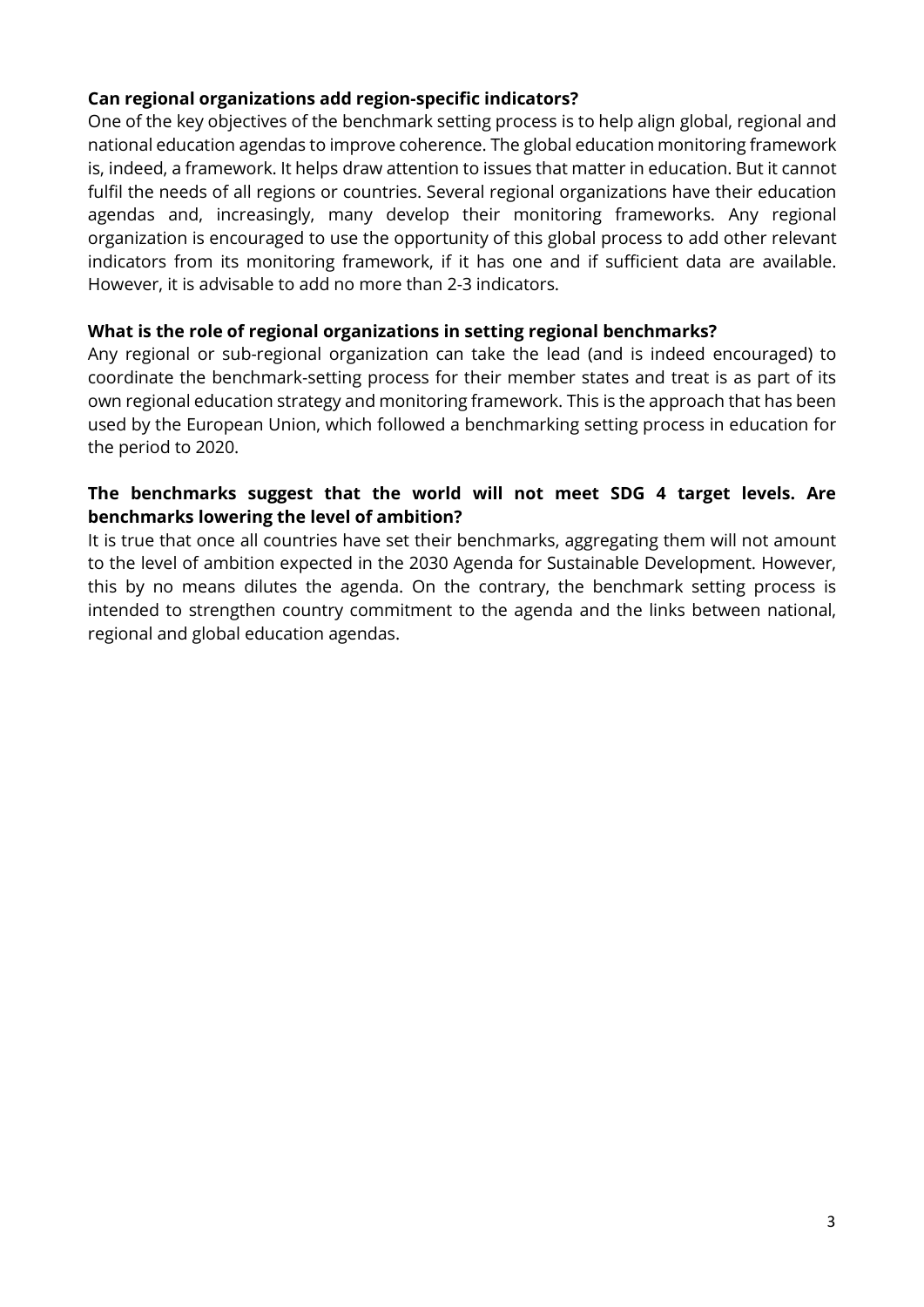**Can regional organizations add region-specific indicators?**

One of the key objectives of the benchmark setting process is to help align global, regional and national education agendas to improve coherence. The global education monitoring framework is, indeed, a framework. It helps draw attention to issues that matter in education. But it cannot fulfil the needs of all regions or countries. Several regional organizations have their education agendas and, increasingly, many develop their monitoring frameworks. Any regional organization is encouraged to use the opportunity of this global process to add other relevant indicators from its monitoring framework, if it has one and if sufficient data are available. However, it is advisable to add no more than 2-3 indicators.

**What is the role of regional organizations in setting regional benchmarks?**

Any regional or sub-regional organization can take the lead (and is indeed encouraged) to coordinate the benchmark-setting process for their member states and treat is as part of its own regional education strategy and monitoring framework. This is the approach that has been used by the European Union, which followed a benchmarking setting process in education for the period to 2020.

**The benchmarks suggest that the world will not meet SDG 4 target levels. Are benchmarks lowering the level of ambition?**

It is true that once all countries have set their benchmarks, aggregating them will not amount to the level of ambition expected in the 2030 Agenda for Sustainable Development. However, this by no means dilutes the agenda. On the contrary, the benchmark setting process is intended to strengthen country commitment to the agenda and the links between national, regional and global education agendas.